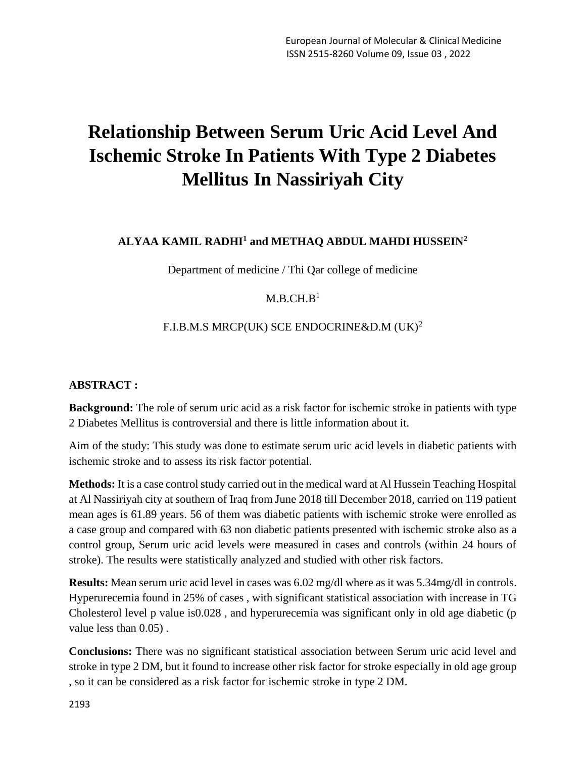# Relationship Between Serum Uric Acid Level And Ischemic Stroke In Patients With Type 2 Diabetes Mellitus In Nassiriyah City

**ALYAA KAMIL RADHI[1] and METHAQ ABDUL MAHDI HUSSEIN[2]**

Department of medicine / Thi Qar college of medicine

M.B.CH.B[1]

F.I.B.M.S MRCP(UK) SCE ENDOCRINE&D.M (UK)[2]

**ABSTRACT :**

**Background:** The role of serum uric acid as a risk factor for ischemic stroke in patients with type 2 Diabetes Mellitus is controversial and there is little information about it.

Aim of the study: This study was done to estimate serum uric acid levels in diabetic patients with ischemic stroke and to assess its risk factor potential.

**Methods:** It is a case control study carried out in the medical ward at Al Hussein Teaching Hospital at Al Nassiriyah city at southern of Iraq from June 2018 till December 2018, carried on 119 patient mean ages is 61.89 years. 56 of them was diabetic patients with ischemic stroke were enrolled as a case group and compared with 63 non diabetic patients presented with ischemic stroke also as a control group, Serum uric acid levels were measured in cases and controls (within 24 hours of stroke). The results were statistically analyzed and studied with other risk factors.

**Results:** Mean serum uric acid level in cases was 6.02 mg/dl where as it was 5.34mg/dl in controls. Hyperurecemia found in 25% of cases , with significant statistical association with increase in TG Cholesterol level p value is0.028 , and hyperurecemia was significant only in old age diabetic (p value less than 0.05) .

**Conclusions:** There was no significant statistical association between Serum uric acid level and stroke in type 2 DM, but it found to increase other risk factor for stroke especially in old age group , so it can be considered as a risk factor for ischemic stroke in type 2 DM.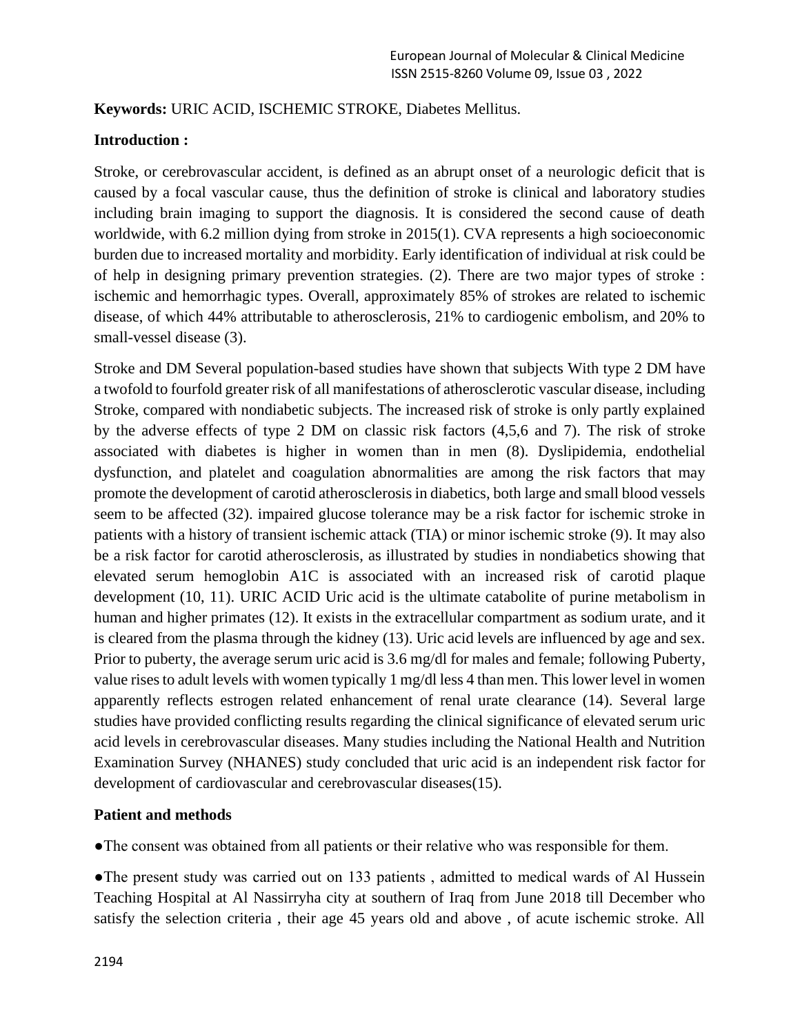**Keywords:** URIC ACID, ISCHEMIC STROKE, Diabetes Mellitus.

**Introduction :**

Stroke, or cerebrovascular accident, is defined as an abrupt onset of a neurologic deficit that is caused by a focal vascular cause, thus the definition of stroke is clinical and laboratory studies including brain imaging to support the diagnosis. It is considered the second cause of death worldwide, with 6.2 million dying from stroke in 2015(1). CVA represents a high socioeconomic burden due to increased mortality and morbidity. Early identification of individual at risk could be of help in designing primary prevention strategies. (2). There are two major types of stroke : ischemic and hemorrhagic types. Overall, approximately 85% of strokes are related to ischemic disease, of which 44% attributable to atherosclerosis, 21% to cardiogenic embolism, and 20% to small-vessel disease (3).

Stroke and DM Several population-based studies have shown that subjects With type 2 DM have a twofold to fourfold greater risk of all manifestations of atherosclerotic vascular disease, including Stroke, compared with nondiabetic subjects. The increased risk of stroke is only partly explained by the adverse effects of type 2 DM on classic risk factors (4,5,6 and 7). The risk of stroke associated with diabetes is higher in women than in men (8). Dyslipidemia, endothelial dysfunction, and platelet and coagulation abnormalities are among the risk factors that may promote the development of carotid atherosclerosis in diabetics, both large and small blood vessels seem to be affected (32). impaired glucose tolerance may be a risk factor for ischemic stroke in patients with a history of transient ischemic attack (TIA) or minor ischemic stroke (9). It may also be a risk factor for carotid atherosclerosis, as illustrated by studies in nondiabetics showing that elevated serum hemoglobin A1C is associated with an increased risk of carotid plaque development (10, 11). URIC ACID Uric acid is the ultimate catabolite of purine metabolism in human and higher primates (12). It exists in the extracellular compartment as sodium urate, and it is cleared from the plasma through the kidney (13). Uric acid levels are influenced by age and sex. Prior to puberty, the average serum uric acid is 3.6 mg/dl for males and female; following Puberty, value rises to adult levels with women typically 1 mg/dl less 4 than men. This lower level in women apparently reflects estrogen related enhancement of renal urate clearance (14). Several large studies have provided conflicting results regarding the clinical significance of elevated serum uric acid levels in cerebrovascular diseases. Many studies including the National Health and Nutrition Examination Survey (NHANES) study concluded that uric acid is an independent risk factor for development of cardiovascular and cerebrovascular diseases(15).

**Patient and methods**

● The consent was obtained from all patients or their relative who was responsible for them.

● The present study was carried out on 133 patients , admitted to medical wards of Al Hussein Teaching Hospital at Al Nassirryha city at southern of Iraq from June 2018 till December who satisfy the selection criteria , their age 45 years old and above , of acute ischemic stroke. All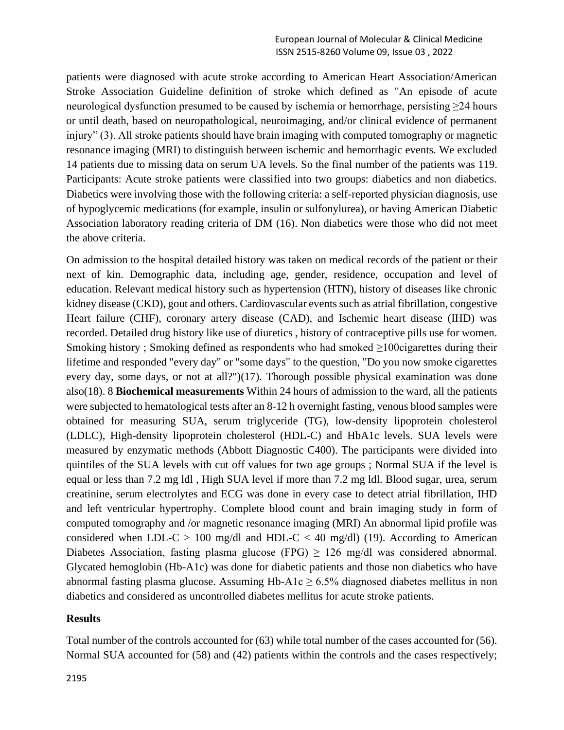patients were diagnosed with acute stroke according to American Heart Association/American Stroke Association Guideline definition of stroke which defined as "An episode of acute neurological dysfunction presumed to be caused by ischemia or hemorrhage, persisting ≥24 hours or until death, based on neuropathological, neuroimaging, and/or clinical evidence of permanent injury" (3). All stroke patients should have brain imaging with computed tomography or magnetic resonance imaging (MRI) to distinguish between ischemic and hemorrhagic events. We excluded 14 patients due to missing data on serum UA levels. So the final number of the patients was 119. Participants: Acute stroke patients were classified into two groups: diabetics and non diabetics. Diabetics were involving those with the following criteria: a self-reported physician diagnosis, use of hypoglycemic medications (for example, insulin or sulfonylurea), or having American Diabetic Association laboratory reading criteria of DM (16). Non diabetics were those who did not meet the above criteria.

On admission to the hospital detailed history was taken on medical records of the patient or their next of kin. Demographic data, including age, gender, residence, occupation and level of education. Relevant medical history such as hypertension (HTN), history of diseases like chronic kidney disease (CKD), gout and others. Cardiovascular events such as atrial fibrillation, congestive Heart failure (CHF), coronary artery disease (CAD), and Ischemic heart disease (IHD) was recorded. Detailed drug history like use of diuretics , history of contraceptive pills use for women. Smoking history ; Smoking defined as respondents who had smoked ≥100cigarettes during their lifetime and responded "every day" or "some days" to the question, "Do you now smoke cigarettes every day, some days, or not at all?")(17). Thorough possible physical examination was done also(18). 8 **Biochemical measurements** Within 24 hours of admission to the ward, all the patients were subjected to hematological tests after an 8-12 h overnight fasting, venous blood samples were obtained for measuring SUA, serum triglyceride (TG), low-density lipoprotein cholesterol (LDLC), High-density lipoprotein cholesterol (HDL-C) and HbA1c levels. SUA levels were measured by enzymatic methods (Abbott Diagnostic C400). The participants were divided into quintiles of the SUA levels with cut off values for two age groups ; Normal SUA if the level is equal or less than 7.2 mg ldl , High SUA level if more than 7.2 mg ldl. Blood sugar, urea, serum creatinine, serum electrolytes and ECG was done in every case to detect atrial fibrillation, IHD and left ventricular hypertrophy. Complete blood count and brain imaging study in form of computed tomography and /or magnetic resonance imaging (MRI) An abnormal lipid profile was considered when LDL-C > 100 mg/dl and HDL-C < 40 mg/dl) (19). According to American Diabetes Association, fasting plasma glucose (FPG) ≥ 126 mg/dl was considered abnormal. Glycated hemoglobin (Hb-A1c) was done for diabetic patients and those non diabetics who have abnormal fasting plasma glucose. Assuming Hb-A1c ≥ 6.5% diagnosed diabetes mellitus in non diabetics and considered as uncontrolled diabetes mellitus for acute stroke patients.

## Results

Total number of the controls accounted for (63) while total number of the cases accounted for (56). Normal SUA accounted for (58) and (42) patients within the controls and the cases respectively;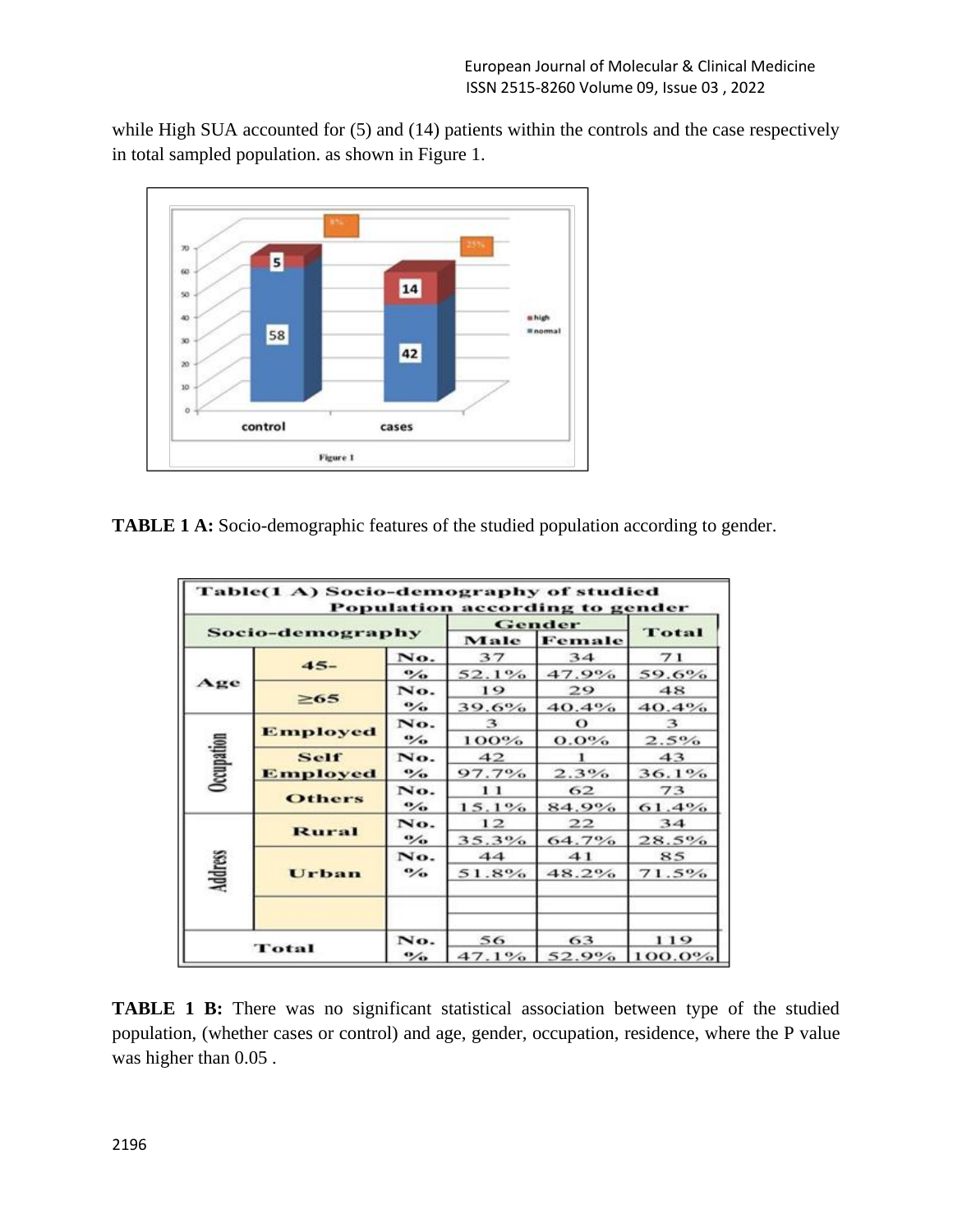while High SUA accounted for (5) and (14) patients within the controls and the case respectively in total sampled population. as shown in Figure 1.

Figure 1

**TABLE 1 A:** Socio-demographic features of the studied population according to gender.

| Socio-demography | | | Gender | | Total |
|---|---|---|---|---|---|
| | | | Male | Female | |
| Age | 45- | No. | 37 | 34 | 71 |
| | | % | 52.1% | 47.9% | 59.6% |
| | ≥65 | No. | 19 | 29 | 48 |
| | | % | 39.6% | 40.4% | 40.4% |
| Occupation | Employed | No. | 3 | 0 | 3 |
| | | % | 100% | 0.0% | 2.5% |
| | Self Employed | No. | 42 | 1 | 43 |
| | | % | 97.7% | 2.3% | 36.1% |
| | Others | No. | 11 | 62 | 73 |
| | | % | 15.1% | 84.9% | 61.4% |
| Address | Rural | No. | 12 | 22 | 34 |
| | | % | 35.3% | 64.7% | 28.5% |
| | Urban | No. | 44 | 41 | 85 |
| | | % | 51.8% | 48.2% | 71.5% |
| Total | | No. | 56 | 63 | 119 |
| | | % | 47.1% | 52.9% | 100.0% |

**TABLE 1 B:** There was no significant statistical association between type of the studied population, (whether cases or control) and age, gender, occupation, residence, where the P value was higher than 0.05 .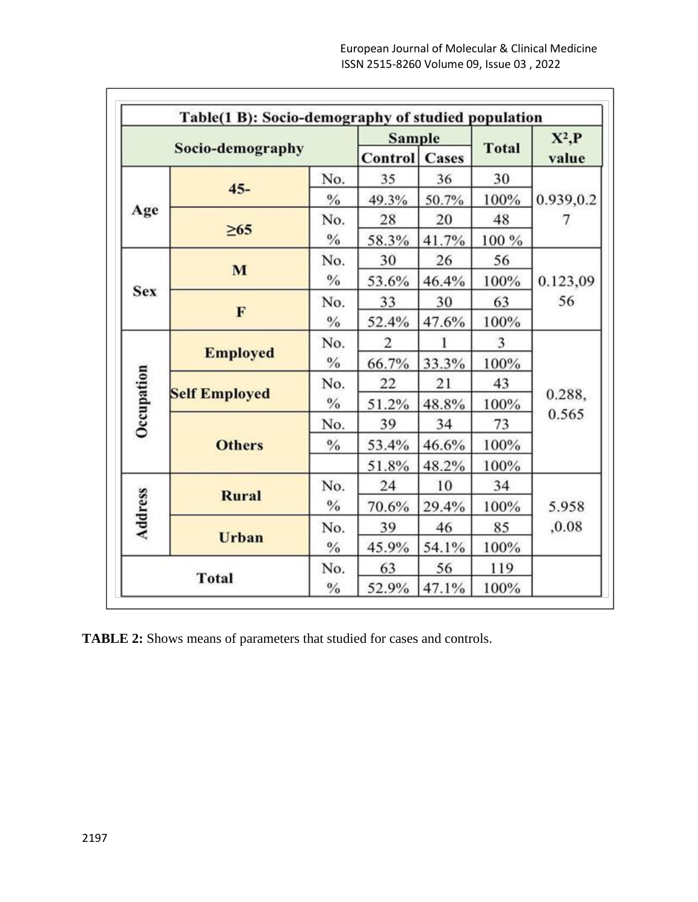| Table(1 B): Socio-demography of studied population | | | | | | |
|---|---|---|---|---|---|---|
| Socio-demography | | | Sample | | Total | $X^2$,P value |
| | | | Control | Cases | | |
| Age | 45- | No. | 35 | 36 | 30 | 0.939,0.27 |
| | | % | 49.3% | 50.7% | 100% | |
| | ≥65 | No. | 28 | 20 | 48 | |
| | | % | 58.3% | 41.7% | 100 % | |
| Sex | M | No. | 30 | 26 | 56 | 0.123,0956 |
| | | % | 53.6% | 46.4% | 100% | |
| | F | No. | 33 | 30 | 63 | |
| | | % | 52.4% | 47.6% | 100% | |
| Occupation | Employed | No. | 2 | 1 | 3 | 0.288, 0.565 |
| | | % | 66.7% | 33.3% | 100% | |
| | Self Employed | No. | 22 | 21 | 43 | |
| | | % | 51.2% | 48.8% | 100% | |
| | Others | No. | 39 | 34 | 73 | |
| | | % | 53.4% | 46.6% | 100% | |
| | | | 51.8% | 48.2% | 100% | |
| Address | Rural | No. | 24 | 10 | 34 | 5.958 ,0.08 |
| | | % | 70.6% | 29.4% | 100% | |
| | Urban | No. | 39 | 46 | 85 | |
| | | % | 45.9% | 54.1% | 100% | |
| Total | | No. | 63 | 56 | 119 | |
| | | % | 52.9% | 47.1% | 100% | |

**TABLE 2:** Shows means of parameters that studied for cases and controls.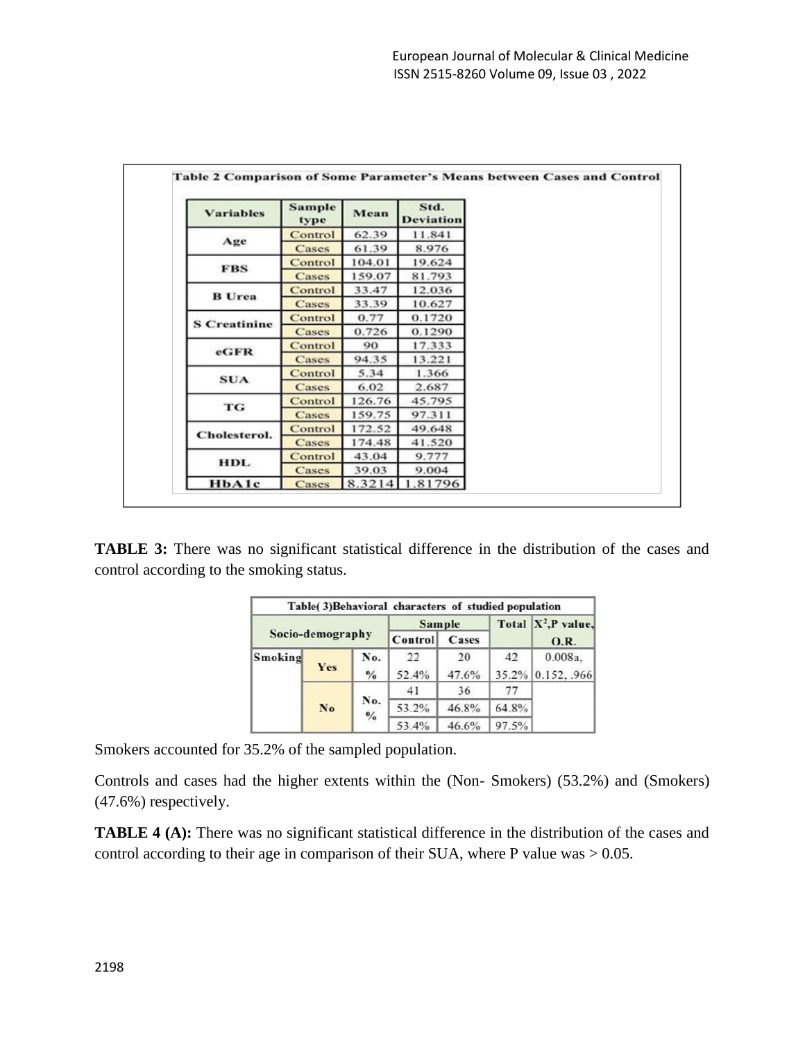**Table 2 Comparison of Some Parameter's Means between Cases and Control**

| Variables | Sample type | Mean | Std. Deviation |
|---|---|---|---|
| Age | Control | 62.39 | 11.841 |
| | Cases | 61.39 | 8.976 |
| FBS | Control | 104.01 | 19.624 |
| | Cases | 159.07 | 81.793 |
| B Urea | Control | 33.47 | 12.036 |
| | Cases | 33.39 | 10.627 |
| S Creatinine | Control | 0.77 | 0.1720 |
| | Cases | 0.726 | 0.1290 |
| eGFR | Control | 90 | 17.333 |
| | Cases | 94.35 | 13.221 |
| SUA | Control | 5.34 | 1.366 |
| | Cases | 6.02 | 2.687 |
| TG | Control | 126.76 | 45.795 |
| | Cases | 159.75 | 97.311 |
| Cholesterol. | Control | 172.52 | 49.648 |
| | Cases | 174.48 | 41.520 |
| HDL | Control | 43.04 | 9.777 |
| | Cases | 39.03 | 9.004 |
| HbA1c | Cases | 8.3214 | 1.81796 |

**TABLE 3:** There was no significant statistical difference in the distribution of the cases and control according to the smoking status.

**Table( 3)Behavioral characters of studied population**

| Socio-demography | | | Sample | | Total | $X^2$,P value, O.R. |
|---|---|---|---|---|---|---|
| | | | Control | Cases | | |
| Smoking | Yes | No. | 22 | 20 | 42 | 0.008a, |
| | | % | 52.4% | 47.6% | 35.2% | 0.152, .966 |
| | No | No. | 41 | 36 | 77 | |
| | | % | 53.2% | 46.8% | 64.8% | |
| | | | 53.4% | 46.6% | 97.5% | |

Smokers accounted for 35.2% of the sampled population.

Controls and cases had the higher extents within the (Non- Smokers) (53.2%) and (Smokers) (47.6%) respectively.

**TABLE 4 (A):** There was no significant statistical difference in the distribution of the cases and control according to their age in comparison of their SUA, where P value was > 0.05.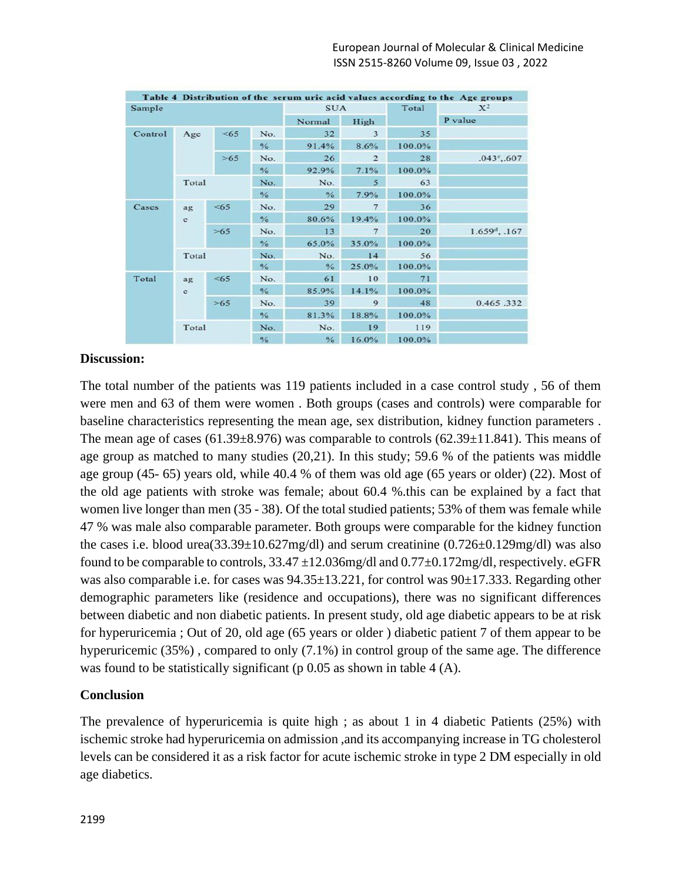**Table 4 Distribution of the serum uric acid values according to the Age groups**

| Sample | | | | SUA | | Total | $X^2$ |
|---|---|---|---|---|---|---|---|
| | | | | Normal | High | | P value |
| Control | Age | <65 | No. | 32 | 3 | 35 | |
| | | | % | 91.4% | 8.6% | 100.0% | |
| | | >65 | No. | 26 | 2 | 28 | .043[c],.607 |
| | | | % | 92.9% | 7.1% | 100.0% | |
| | Total | | No. | No. | 5 | 63 | |
| | | | % | % | 7.9% | 100.0% | |
| Cases | age | <65 | No. | 29 | 7 | 36 | |
| | | | % | 80.6% | 19.4% | 100.0% | |
| | | >65 | No. | 13 | 7 | 20 | 1.659[d], .167 |
| | | | % | 65.0% | 35.0% | 100.0% | |
| | Total | | No. | No. | 14 | 56 | |
| | | | % | % | 25.0% | 100.0% | |
| Total | age | <65 | No. | 61 | 10 | 71 | |
| | | | % | 85.9% | 14.1% | 100.0% | |
| | | >65 | No. | 39 | 9 | 48 | 0.465 .332 |
| | | | % | 81.3% | 18.8% | 100.0% | |
| | Total | | No. | No. | 19 | 119 | |
| | | | % | % | 16.0% | 100.0% | |

**Discussion:**

The total number of the patients was 119 patients included in a case control study , 56 of them were men and 63 of them were women . Both groups (cases and controls) were comparable for baseline characteristics representing the mean age, sex distribution, kidney function parameters . The mean age of cases (61.39±8.976) was comparable to controls (62.39±11.841). This means of age group as matched to many studies (20,21). In this study; 59.6 % of the patients was middle age group (45- 65) years old, while 40.4 % of them was old age (65 years or older) (22). Most of the old age patients with stroke was female; about 60.4 %.this can be explained by a fact that women live longer than men (35 - 38). Of the total studied patients; 53% of them was female while 47 % was male also comparable parameter. Both groups were comparable for the kidney function the cases i.e. blood urea(33.39±10.627mg/dl) and serum creatinine (0.726±0.129mg/dl) was also found to be comparable to controls, 33.47 ±12.036mg/dl and 0.77±0.172mg/dl, respectively. eGFR was also comparable i.e. for cases was 94.35±13.221, for control was 90±17.333. Regarding other demographic parameters like (residence and occupations), there was no significant differences between diabetic and non diabetic patients. In present study, old age diabetic appears to be at risk for hyperuricemia ; Out of 20, old age (65 years or older ) diabetic patient 7 of them appear to be hyperuricemic (35%) , compared to only (7.1%) in control group of the same age. The difference was found to be statistically significant (p 0.05 as shown in table 4 (A).

**Conclusion**

The prevalence of hyperuricemia is quite high ; as about 1 in 4 diabetic Patients (25%) with ischemic stroke had hyperuricemia on admission ,and its accompanying increase in TG cholesterol levels can be considered it as a risk factor for acute ischemic stroke in type 2 DM especially in old age diabetics.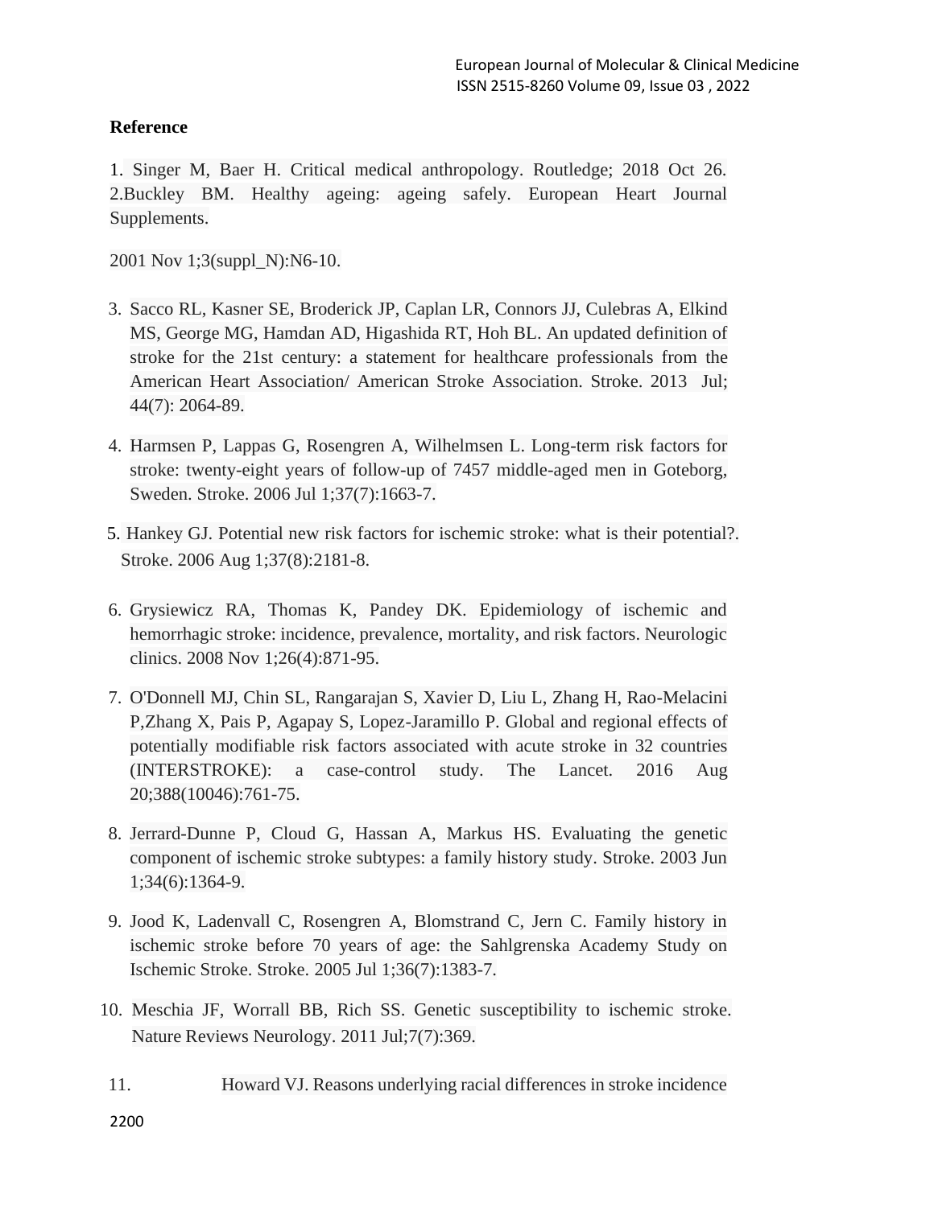**Reference**

1. Singer M, Baer H. Critical medical anthropology. Routledge; 2018 Oct 26.
2. Buckley BM. Healthy ageing: ageing safely. European Heart Journal Supplements.

2001 Nov 1;3(suppl_N):N6-10.

3. Sacco RL, Kasner SE, Broderick JP, Caplan LR, Connors JJ, Culebras A, Elkind MS, George MG, Hamdan AD, Higashida RT, Hoh BL. An updated definition of stroke for the 21st century: a statement for healthcare professionals from the American Heart Association/ American Stroke Association. Stroke. 2013 Jul; 44(7): 2064-89.
4. Harmsen P, Lappas G, Rosengren A, Wilhelmsen L. Long-term risk factors for stroke: twenty-eight years of follow-up of 7457 middle-aged men in Goteborg, Sweden. Stroke. 2006 Jul 1;37(7):1663-7.
5. Hankey GJ. Potential new risk factors for ischemic stroke: what is their potential?. Stroke. 2006 Aug 1;37(8):2181-8.
6. Grysiewicz RA, Thomas K, Pandey DK. Epidemiology of ischemic and hemorrhagic stroke: incidence, prevalence, mortality, and risk factors. Neurologic clinics. 2008 Nov 1;26(4):871-95.
7. O'Donnell MJ, Chin SL, Rangarajan S, Xavier D, Liu L, Zhang H, Rao-Melacini P,Zhang X, Pais P, Agapay S, Lopez-Jaramillo P. Global and regional effects of potentially modifiable risk factors associated with acute stroke in 32 countries (INTERSTROKE): a case-control study. The Lancet. 2016 Aug 20;388(10046):761-75.
8. Jerrard-Dunne P, Cloud G, Hassan A, Markus HS. Evaluating the genetic component of ischemic stroke subtypes: a family history study. Stroke. 2003 Jun 1;34(6):1364-9.
9. Jood K, Ladenvall C, Rosengren A, Blomstrand C, Jern C. Family history in ischemic stroke before 70 years of age: the Sahlgrenska Academy Study on Ischemic Stroke. Stroke. 2005 Jul 1;36(7):1383-7.
10. Meschia JF, Worrall BB, Rich SS. Genetic susceptibility to ischemic stroke. Nature Reviews Neurology. 2011 Jul;7(7):369.
11. Howard VJ. Reasons underlying racial differences in stroke incidence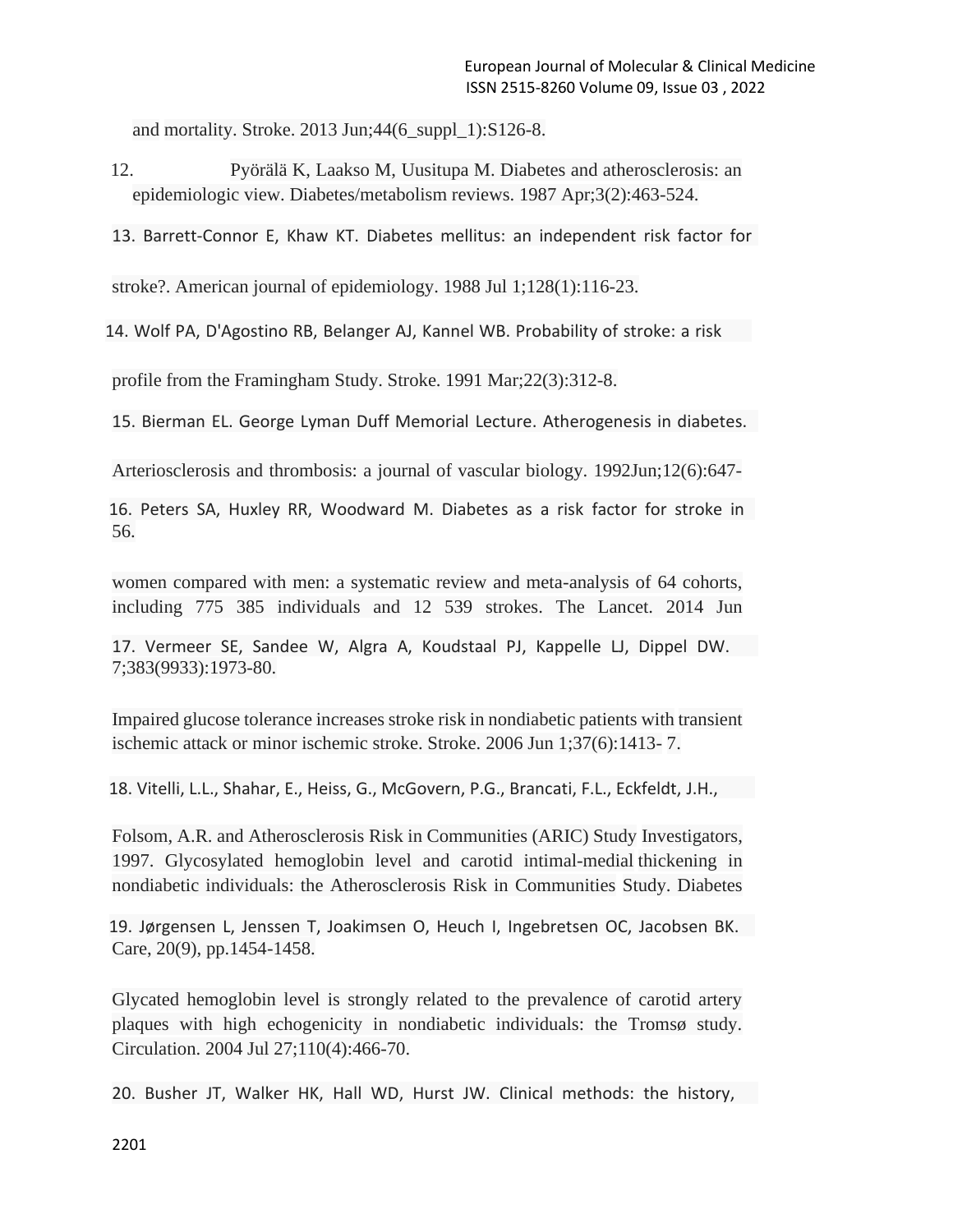and mortality. Stroke. 2013 Jun;44(6_suppl_1):S126-8.

12. Pyörälä K, Laakso M, Uusitupa M. Diabetes and atherosclerosis: an epidemiologic view. Diabetes/metabolism reviews. 1987 Apr;3(2):463-524.

13. Barrett-Connor E, Khaw KT. Diabetes mellitus: an independent risk factor for stroke?. American journal of epidemiology. 1988 Jul 1;128(1):116-23.

14. Wolf PA, D'Agostino RB, Belanger AJ, Kannel WB. Probability of stroke: a risk profile from the Framingham Study. Stroke. 1991 Mar;22(3):312-8.

15. Bierman EL. George Lyman Duff Memorial Lecture. Atherogenesis in diabetes. Arteriosclerosis and thrombosis: a journal of vascular biology. 1992Jun;12(6):647-56.

16. Peters SA, Huxley RR, Woodward M. Diabetes as a risk factor for stroke in women compared with men: a systematic review and meta-analysis of 64 cohorts, including 775 385 individuals and 12 539 strokes. The Lancet. 2014 Jun 7;383(9933):1973-80.

17. Vermeer SE, Sandee W, Algra A, Koudstaal PJ, Kappelle LJ, Dippel DW. Impaired glucose tolerance increases stroke risk in nondiabetic patients with transient ischemic attack or minor ischemic stroke. Stroke. 2006 Jun 1;37(6):1413- 7.

18. Vitelli, L.L., Shahar, E., Heiss, G., McGovern, P.G., Brancati, F.L., Eckfeldt, J.H., Folsom, A.R. and Atherosclerosis Risk in Communities (ARIC) Study Investigators, 1997. Glycosylated hemoglobin level and carotid intimal-medial thickening in nondiabetic individuals: the Atherosclerosis Risk in Communities Study. Diabetes Care, 20(9), pp.1454-1458.

19. Jørgensen L, Jenssen T, Joakimsen O, Heuch I, Ingebretsen OC, Jacobsen BK. Glycated hemoglobin level is strongly related to the prevalence of carotid artery plaques with high echogenicity in nondiabetic individuals: the Tromsø study. Circulation. 2004 Jul 27;110(4):466-70.

20. Busher JT, Walker HK, Hall WD, Hurst JW. Clinical methods: the history,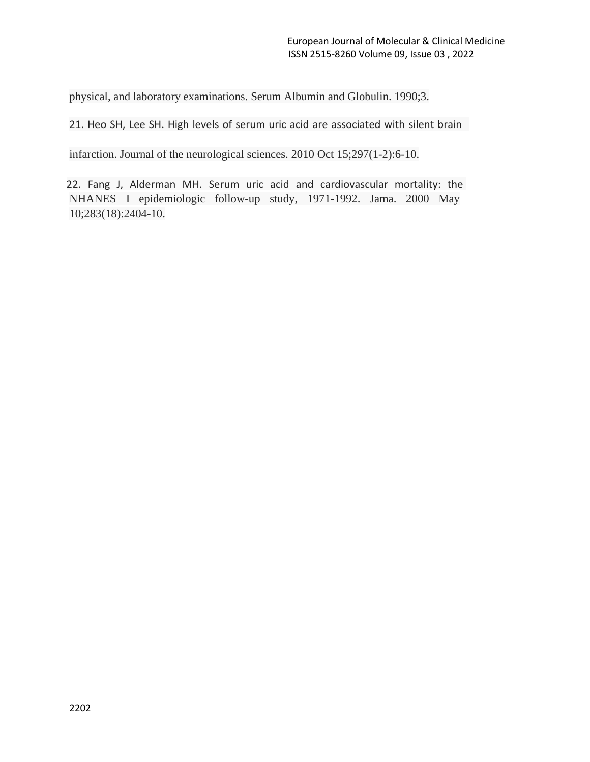physical, and laboratory examinations. Serum Albumin and Globulin. 1990;3.

21. Heo SH, Lee SH. High levels of serum uric acid are associated with silent brain infarction. Journal of the neurological sciences. 2010 Oct 15;297(1-2):6-10.

22. Fang J, Alderman MH. Serum uric acid and cardiovascular mortality: the NHANES I epidemiologic follow-up study, 1971-1992. Jama. 2000 May 10;283(18):2404-10.